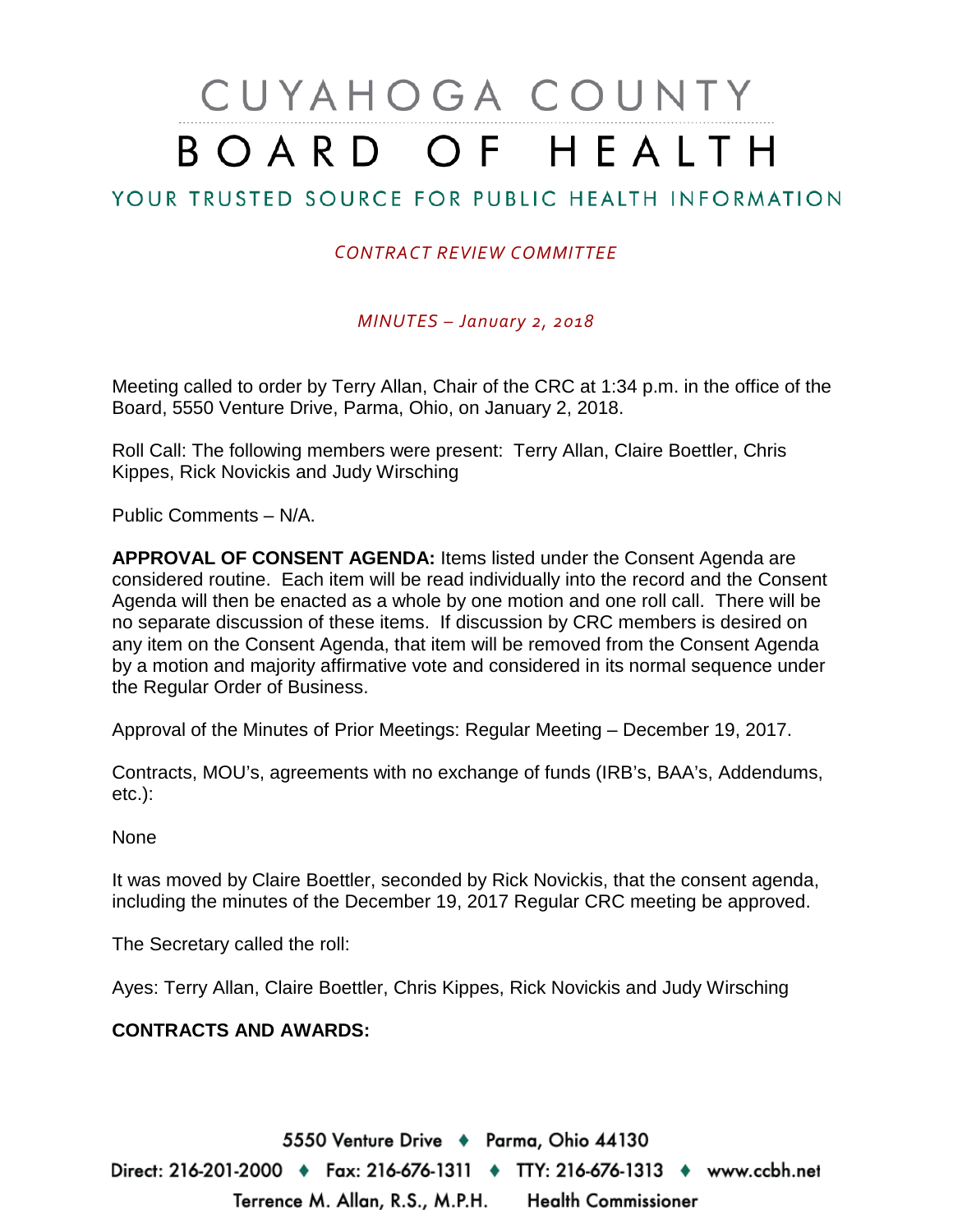# CUYAHOGA COUNTY BOARD OF HEALTH

## YOUR TRUSTED SOURCE FOR PUBLIC HEALTH INFORMATION

*CONTRACT REVIEW COMMITTEE*

*MINUTES – January 2, 2018*

Meeting called to order by Terry Allan, Chair of the CRC at 1:34 p.m. in the office of the Board, 5550 Venture Drive, Parma, Ohio, on January 2, 2018.

Roll Call: The following members were present: Terry Allan, Claire Boettler, Chris Kippes, Rick Novickis and Judy Wirsching

Public Comments – N/A.

**APPROVAL OF CONSENT AGENDA:** Items listed under the Consent Agenda are considered routine. Each item will be read individually into the record and the Consent Agenda will then be enacted as a whole by one motion and one roll call. There will be no separate discussion of these items. If discussion by CRC members is desired on any item on the Consent Agenda, that item will be removed from the Consent Agenda by a motion and majority affirmative vote and considered in its normal sequence under the Regular Order of Business.

Approval of the Minutes of Prior Meetings: Regular Meeting – December 19, 2017.

Contracts, MOU's, agreements with no exchange of funds (IRB's, BAA's, Addendums, etc.):

None

It was moved by Claire Boettler, seconded by Rick Novickis, that the consent agenda, including the minutes of the December 19, 2017 Regular CRC meeting be approved.

The Secretary called the roll:

Ayes: Terry Allan, Claire Boettler, Chris Kippes, Rick Novickis and Judy Wirsching

**CONTRACTS AND AWARDS:**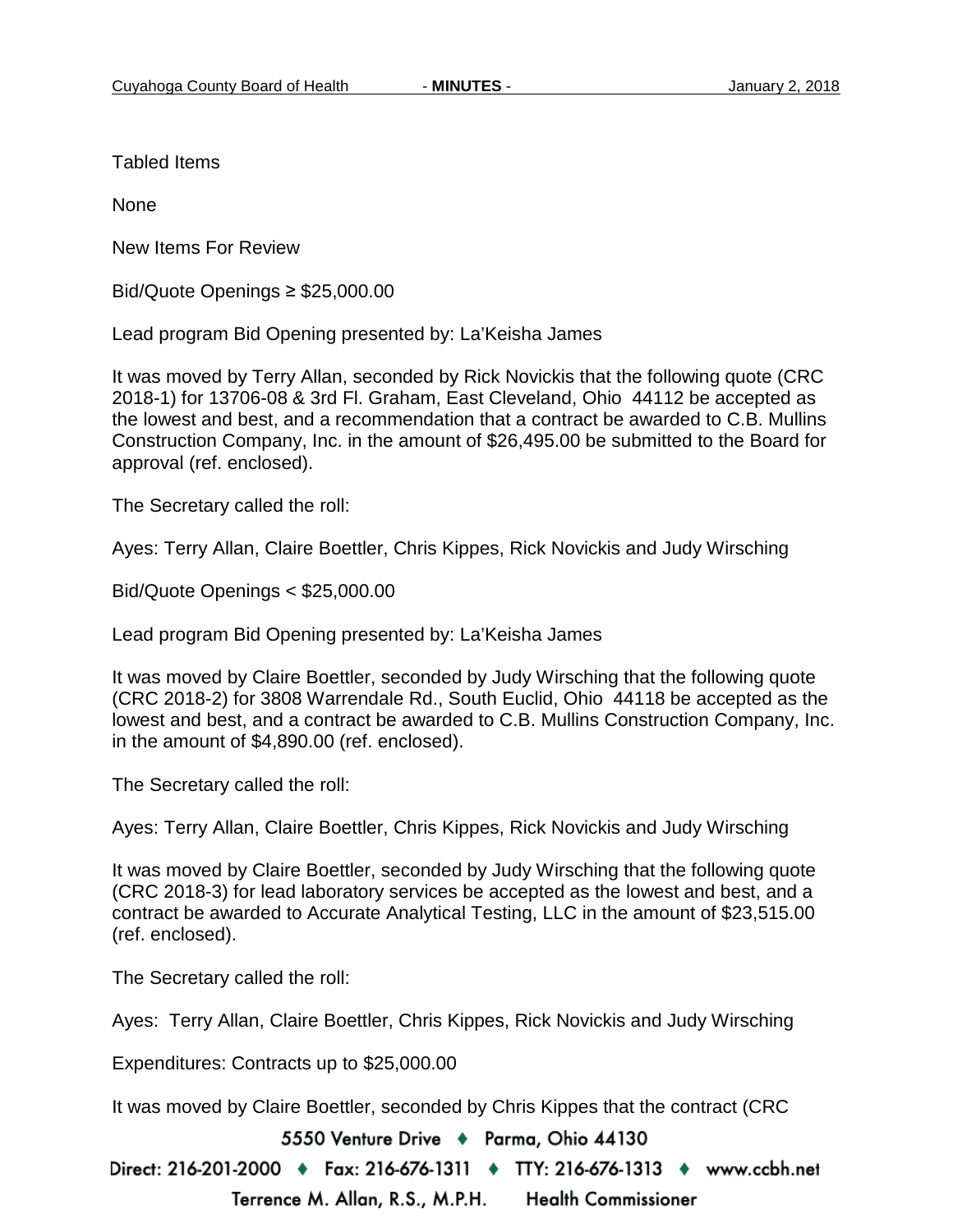Tabled Items

None

New Items For Review

Bid/Quote Openings ≥ $25,000.00

Lead program Bid Opening presented by: La'Keisha James

It was moved by Terry Allan, seconded by Rick Novickis that the following quote (CRC 2018-1) for 13706-08 & 3rd Fl. Graham, East Cleveland, Ohio 44112 be accepted as the lowest and best, and a recommendation that a contract be awarded to C.B. Mullins Construction Company, Inc. in the amount of $26,495.00 be submitted to the Board for approval (ref. enclosed).

The Secretary called the roll:

Ayes: Terry Allan, Claire Boettler, Chris Kippes, Rick Novickis and Judy Wirsching

Bid/Quote Openings < $25,000.00

Lead program Bid Opening presented by: La'Keisha James

It was moved by Claire Boettler, seconded by Judy Wirsching that the following quote (CRC 2018-2) for 3808 Warrendale Rd., South Euclid, Ohio 44118 be accepted as the lowest and best, and a contract be awarded to C.B. Mullins Construction Company, Inc. in the amount of $4,890.00 (ref. enclosed).

The Secretary called the roll:

Ayes: Terry Allan, Claire Boettler, Chris Kippes, Rick Novickis and Judy Wirsching

It was moved by Claire Boettler, seconded by Judy Wirsching that the following quote (CRC 2018-3) for lead laboratory services be accepted as the lowest and best, and a contract be awarded to Accurate Analytical Testing, LLC in the amount of $23,515.00 (ref. enclosed).

The Secretary called the roll:

Ayes: Terry Allan, Claire Boettler, Chris Kippes, Rick Novickis and Judy Wirsching

Expenditures: Contracts up to $25,000.00

It was moved by Claire Boettler, seconded by Chris Kippes that the contract (CRC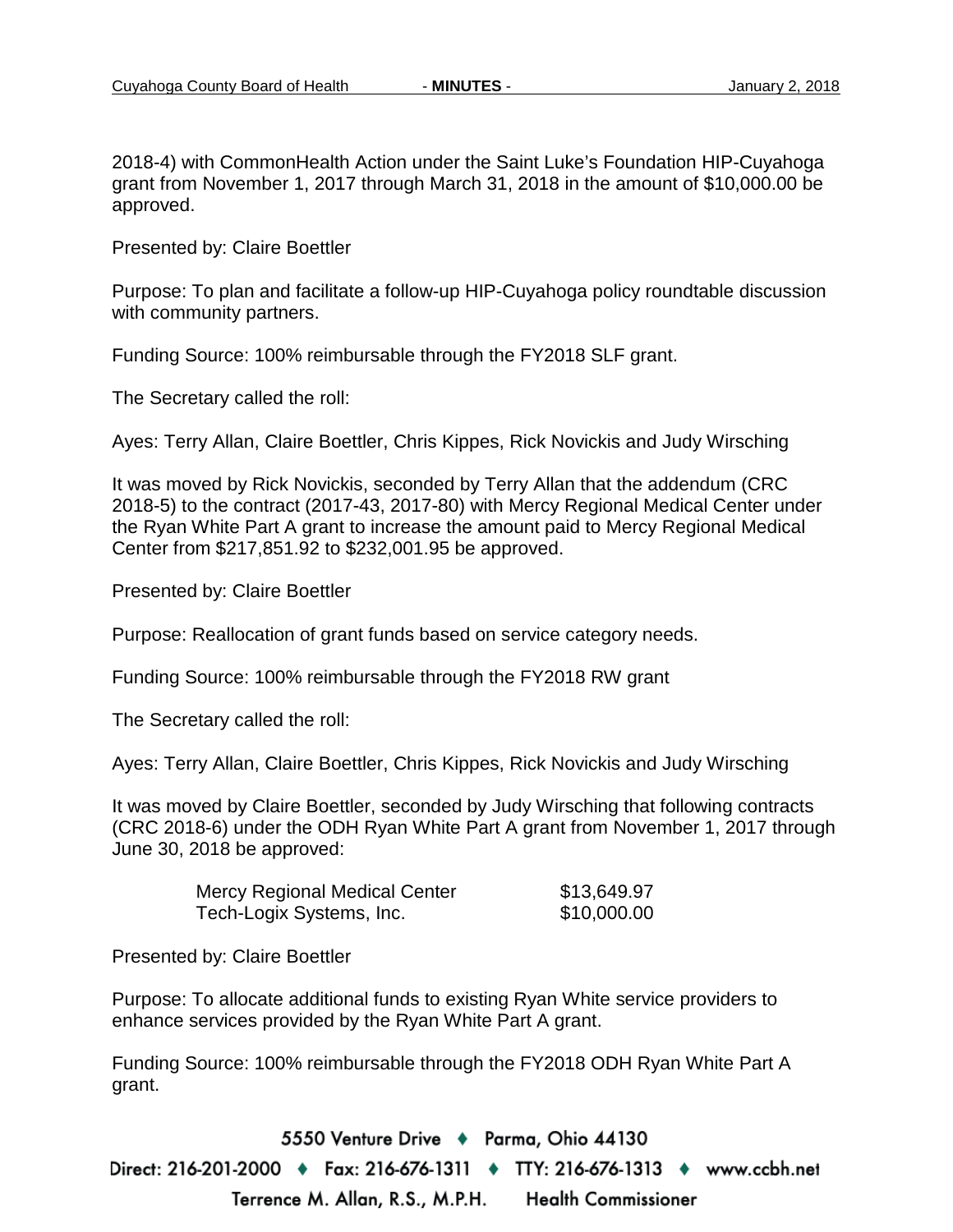2018-4) with CommonHealth Action under the Saint Luke's Foundation HIP-Cuyahoga grant from November 1, 2017 through March 31, 2018 in the amount of $10,000.00 be approved.

Presented by: Claire Boettler

Purpose: To plan and facilitate a follow-up HIP-Cuyahoga policy roundtable discussion with community partners.

Funding Source: 100% reimbursable through the FY2018 SLF grant.

The Secretary called the roll:

Ayes: Terry Allan, Claire Boettler, Chris Kippes, Rick Novickis and Judy Wirsching

It was moved by Rick Novickis, seconded by Terry Allan that the addendum (CRC 2018-5) to the contract (2017-43, 2017-80) with Mercy Regional Medical Center under the Ryan White Part A grant to increase the amount paid to Mercy Regional Medical Center from $217,851.92 to $232,001.95 be approved.

Presented by: Claire Boettler

Purpose: Reallocation of grant funds based on service category needs.

Funding Source: 100% reimbursable through the FY2018 RW grant

The Secretary called the roll:

Ayes: Terry Allan, Claire Boettler, Chris Kippes, Rick Novickis and Judy Wirsching

It was moved by Claire Boettler, seconded by Judy Wirsching that following contracts (CRC 2018-6) under the ODH Ryan White Part A grant from November 1, 2017 through June 30, 2018 be approved:

| | |
|---|---|
| Mercy Regional Medical Center | $13,649.97 |
| Tech-Logix Systems, Inc. | $10,000.00 |

Presented by: Claire Boettler

Purpose: To allocate additional funds to existing Ryan White service providers to enhance services provided by the Ryan White Part A grant.

Funding Source: 100% reimbursable through the FY2018 ODH Ryan White Part A grant.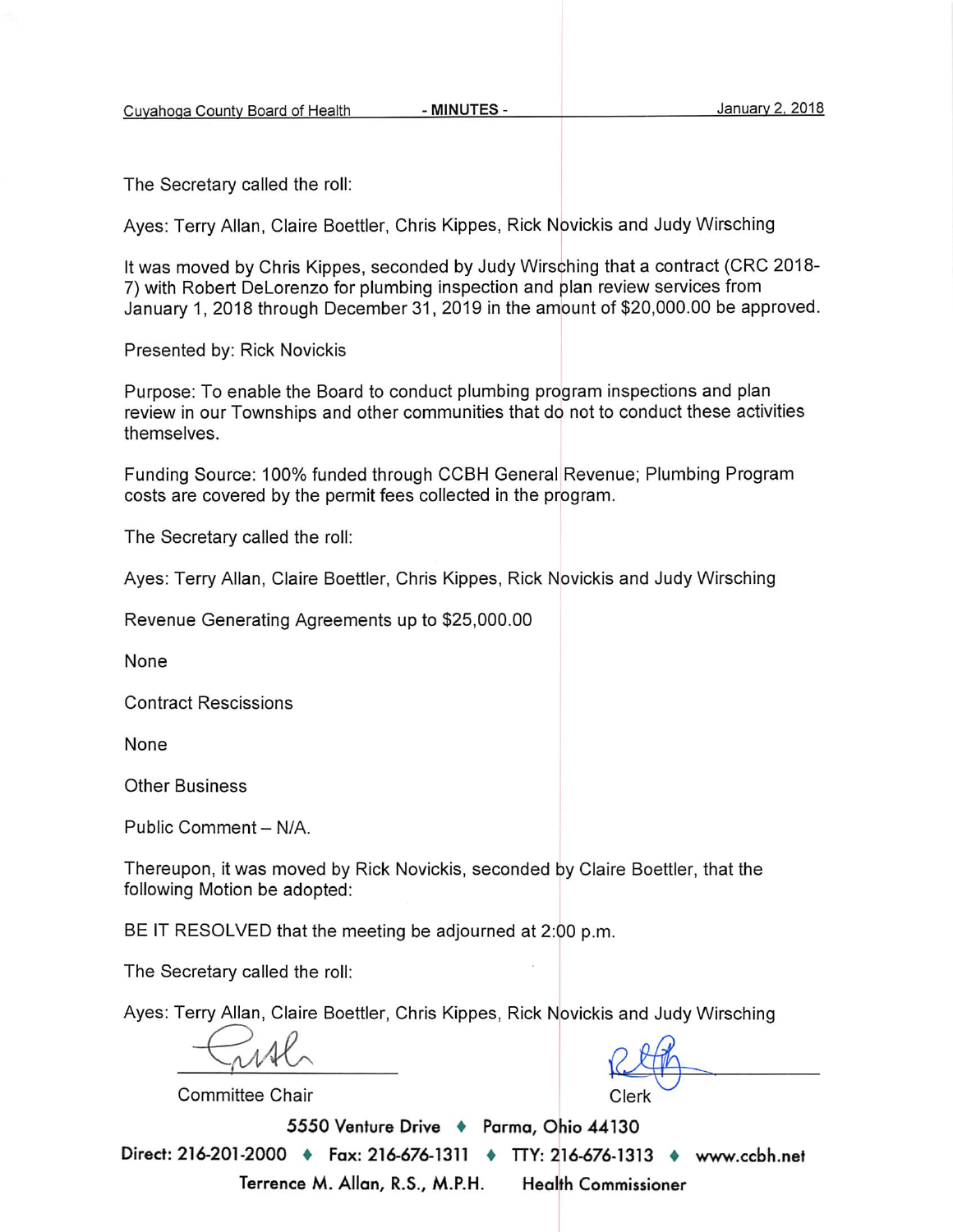The Secretary called the roll:

Ayes: Terry Allan, Claire Boettler, Chris Kippes, Rick Novickis and Judy Wirsching

It was moved by Chris Kippes, seconded by Judy Wirsching that a contract (CRC 2018-7) with Robert DeLorenzo for plumbing inspection and plan review services from January 1, 2018 through December 31, 2019 in the amount of $20,000.00 be approved.

Presented by: Rick Novickis

Purpose: To enable the Board to conduct plumbing program inspections and plan review in our Townships and other communities that do not to conduct these activities themselves.

Funding Source: 100% funded through CCBH General Revenue; Plumbing Program costs are covered by the permit fees collected in the program.

The Secretary called the roll:

Ayes: Terry Allan, Claire Boettler, Chris Kippes, Rick Novickis and Judy Wirsching

Revenue Generating Agreements up to $25,000.00

None

Contract Rescissions

None

Other Business

Public Comment – N/A.

Thereupon, it was moved by Rick Novickis, seconded by Claire Boettler, that the following Motion be adopted:

BE IT RESOLVED that the meeting be adjourned at 2:00 p.m.

The Secretary called the roll:

Ayes: Terry Allan, Claire Boettler, Chris Kippes, Rick Novickis and Judy Wirsching

Committee Chair

Clerk

5550 Venture Drive ♦ Parma, Ohio 44130

Direct: 216-201-2000 ♦ Fax: 216-676-1311 ♦ TTY: 216-676-1313 ♦ www.ccbh.net

Terrence M. Allan, R.S., M.P.H. Health Commissioner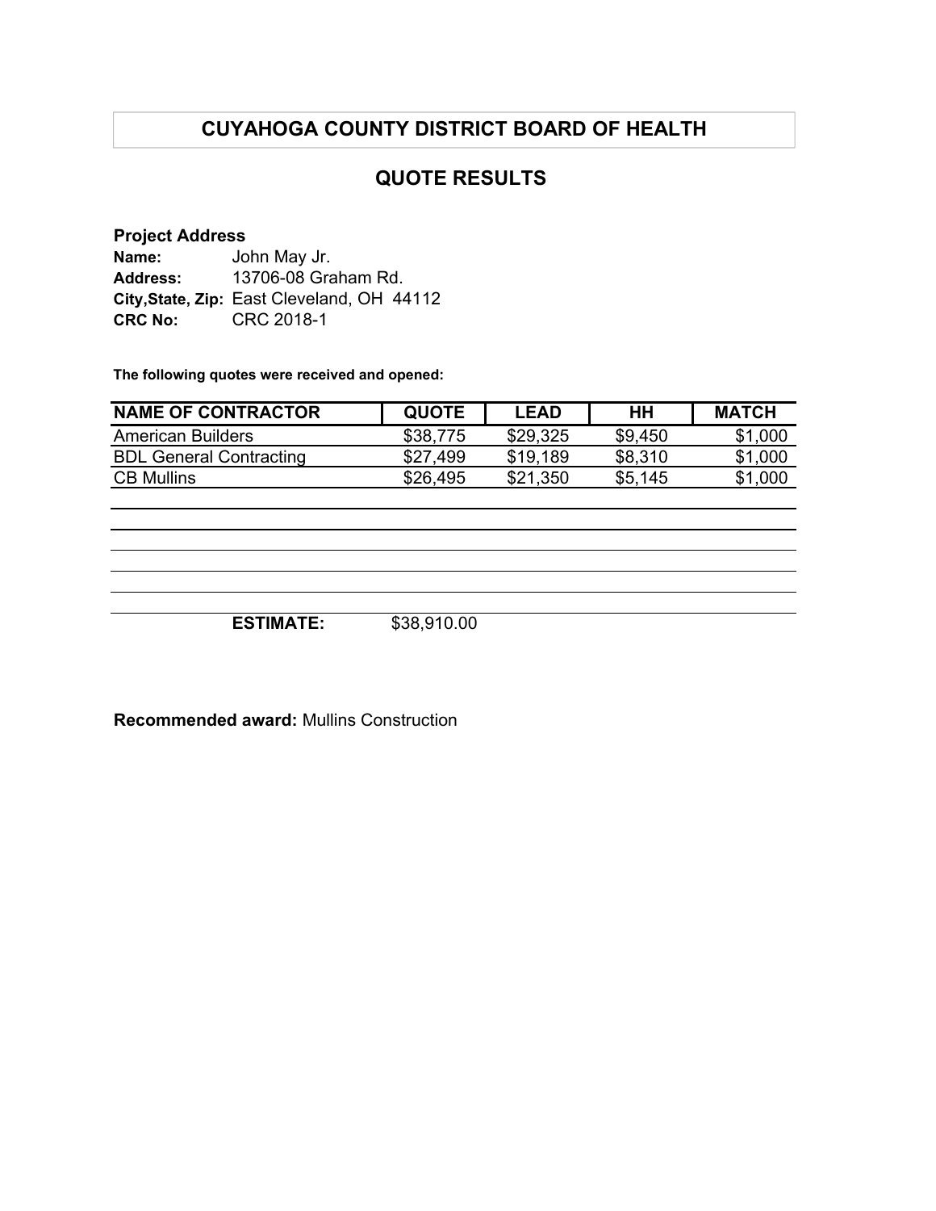# CUYAHOGA COUNTY DISTRICT BOARD OF HEALTH

## QUOTE RESULTS

**Project Address**

**Name:** John May Jr.
**Address:** 13706-08 Graham Rd.
**City,State, Zip:** East Cleveland, OH 44112
**CRC No:** CRC 2018-1

**The following quotes were received and opened:**

| NAME OF CONTRACTOR | QUOTE | LEAD | HH | MATCH |
|---|---|---|---|---|
| American Builders | $38,775 | $29,325 | $9,450 | $1,000 |
| BDL General Contracting | $27,499 | $19,189 | $8,310 | $1,000 |
| CB Mullins | $26,495 | $21,350 | $5,145 | $1,000 |
| | | | | |
| | | | | |
| | | | | |
| | | | | |
| | | | | |
| **ESTIMATE:** | $38,910.00 | | | |

**Recommended award:** Mullins Construction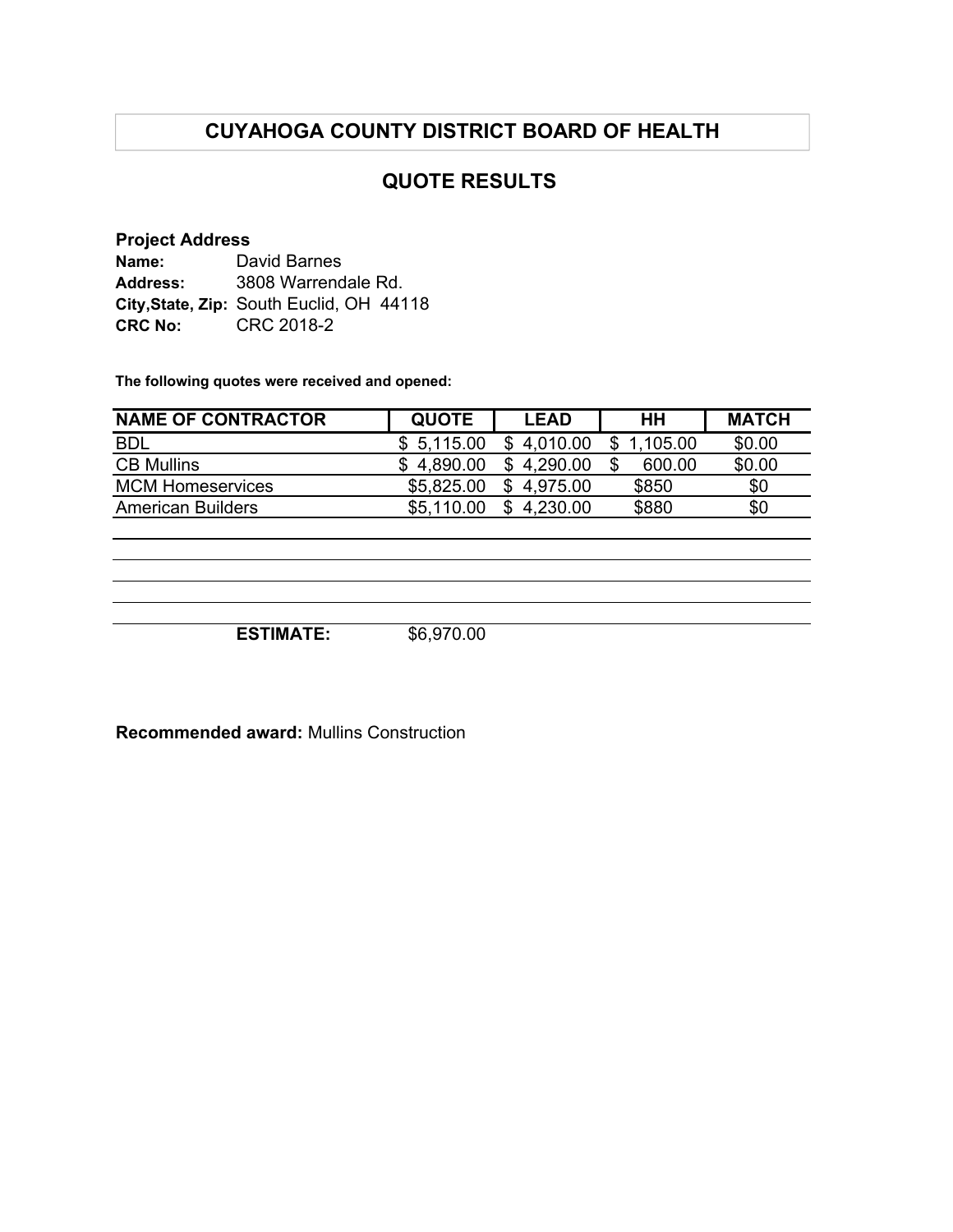# CUYAHOGA COUNTY DISTRICT BOARD OF HEALTH

## QUOTE RESULTS

**Project Address**

**Name:** David Barnes
**Address:** 3808 Warrendale Rd.
**City,State, Zip:** South Euclid, OH 44118
**CRC No:** CRC 2018-2

**The following quotes were received and opened:**

| NAME OF CONTRACTOR | QUOTE | LEAD | HH | MATCH |
|---|---|---|---|---|
| BDL | $ 5,115.00 | $ 4,010.00 | $ 1,105.00 | $0.00 |
| CB Mullins | $ 4,890.00 | $ 4,290.00 | $ 600.00 | $0.00 |
| MCM Homeservices | $5,825.00 | $ 4,975.00 | $850 | $0 |
| American Builders | $5,110.00 | $ 4,230.00 | $880 | $0 |
| | | | | |
| | | | | |
| | | | | |
| | | | | |
| **ESTIMATE:** | $6,970.00 | | | |

**Recommended award:** Mullins Construction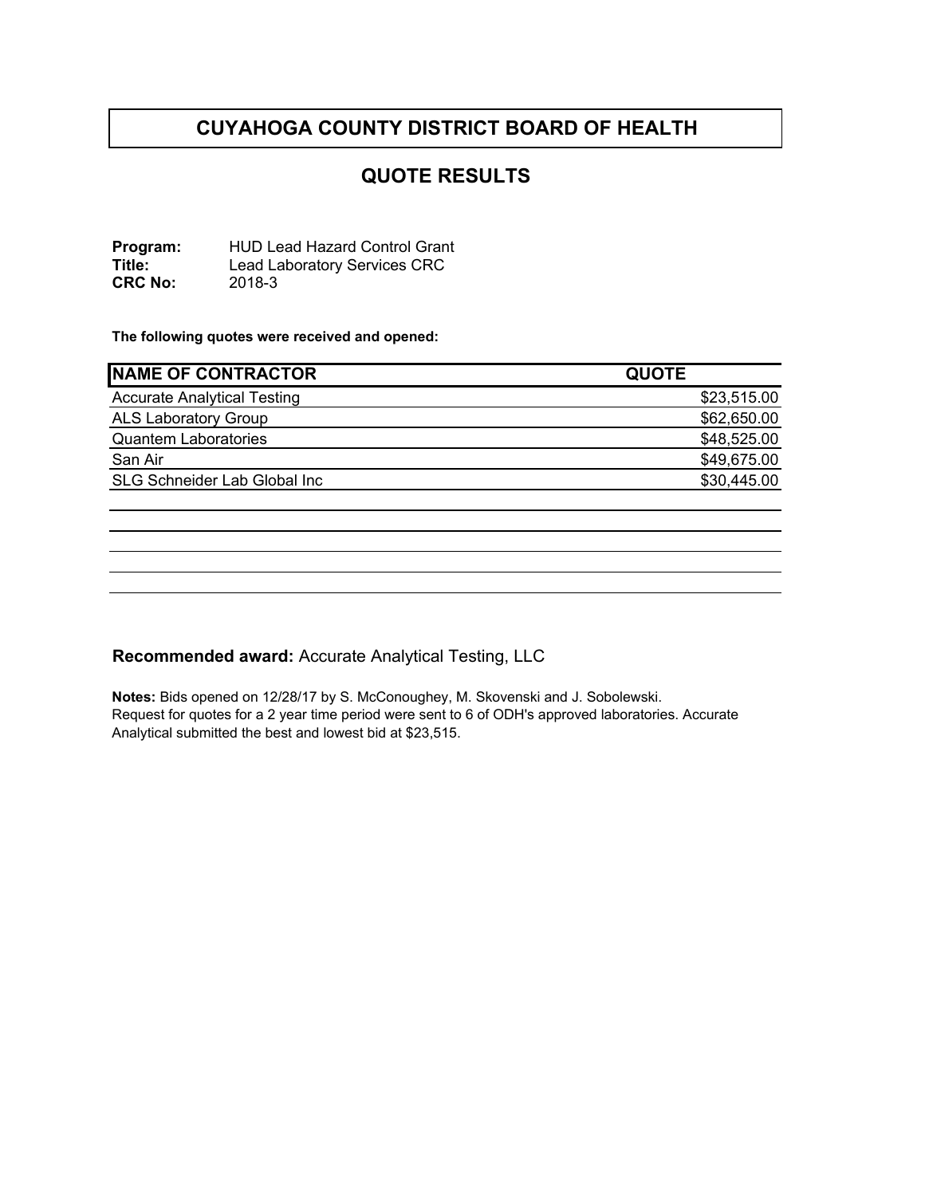# CUYAHOGA COUNTY DISTRICT BOARD OF HEALTH

## QUOTE RESULTS

**Program:** HUD Lead Hazard Control Grant
**Title:** Lead Laboratory Services CRC
**CRC No:** 2018-3

**The following quotes were received and opened:**

| NAME OF CONTRACTOR | QUOTE |
|---|---|
| Accurate Analytical Testing | $23,515.00 |
| ALS Laboratory Group | $62,650.00 |
| Quantem Laboratories | $48,525.00 |
| San Air | $49,675.00 |
| SLG Schneider Lab Global Inc | $30,445.00 |

**Recommended award:** Accurate Analytical Testing, LLC

**Notes:** Bids opened on 12/28/17 by S. McConoughey, M. Skovenski and J. Sobolewski.
Request for quotes for a 2 year time period were sent to 6 of ODH's approved laboratories. Accurate Analytical submitted the best and lowest bid at $23,515.